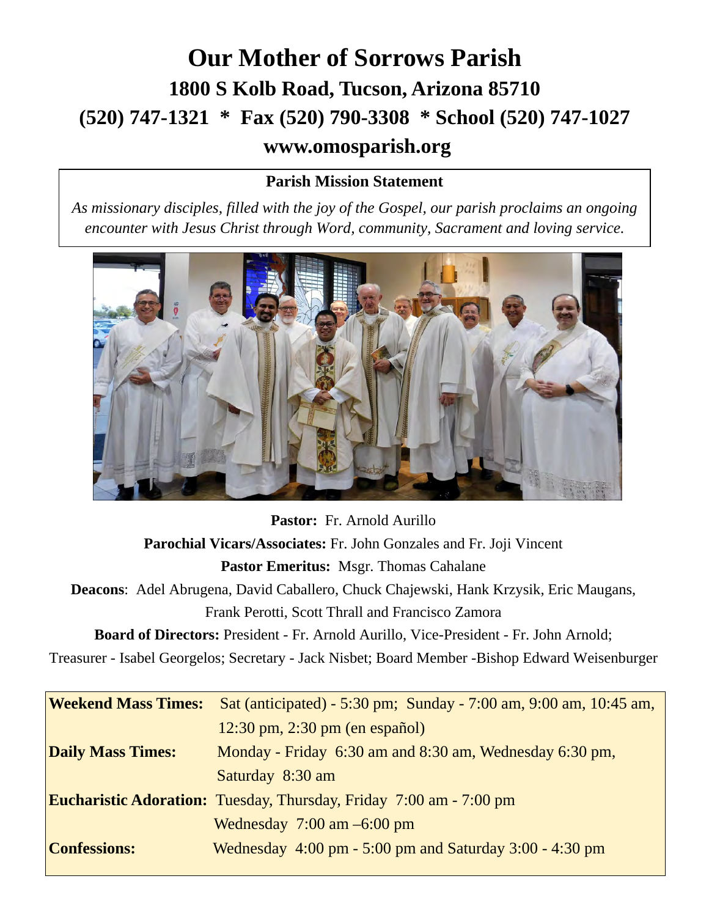# Our Mother of Sorrows Parish

## 1800 S Kolb Road, Tucson, Arizona 85710

## (520) 747-1321 * Fax (520) 790-3308 * School (520) 747-1027

## www.omosparish.org

**Parish Mission Statement**

*As missionary disciples, filled with the joy of the Gospel, our parish proclaims an ongoing encounter with Jesus Christ through Word, community, Sacrament and loving service.*

**Pastor:** Fr. Arnold Aurillo

**Parochial Vicars/Associates:** Fr. John Gonzales and Fr. Joji Vincent

**Pastor Emeritus:** Msgr. Thomas Cahalane

**Deacons**: Adel Abrugena, David Caballero, Chuck Chajewski, Hank Krzysik, Eric Maugans, Frank Perotti, Scott Thrall and Francisco Zamora

**Board of Directors:** President - Fr. Arnold Aurillo, Vice-President - Fr. John Arnold; Treasurer - Isabel Georgelos; Secretary - Jack Nisbet; Board Member -Bishop Edward Weisenburger

| | |
|---|---|
| **Weekend Mass Times:** | Sat (anticipated) - 5:30 pm; Sunday - 7:00 am, 9:00 am, 10:45 am, 12:30 pm, 2:30 pm (en español) |
| **Daily Mass Times:** | Monday - Friday 6:30 am and 8:30 am, Wednesday 6:30 pm, Saturday 8:30 am |
| **Eucharistic Adoration:** | Tuesday, Thursday, Friday 7:00 am - 7:00 pm<br>Wednesday 7:00 am –6:00 pm |
| **Confessions:** | Wednesday 4:00 pm - 5:00 pm and Saturday 3:00 - 4:30 pm |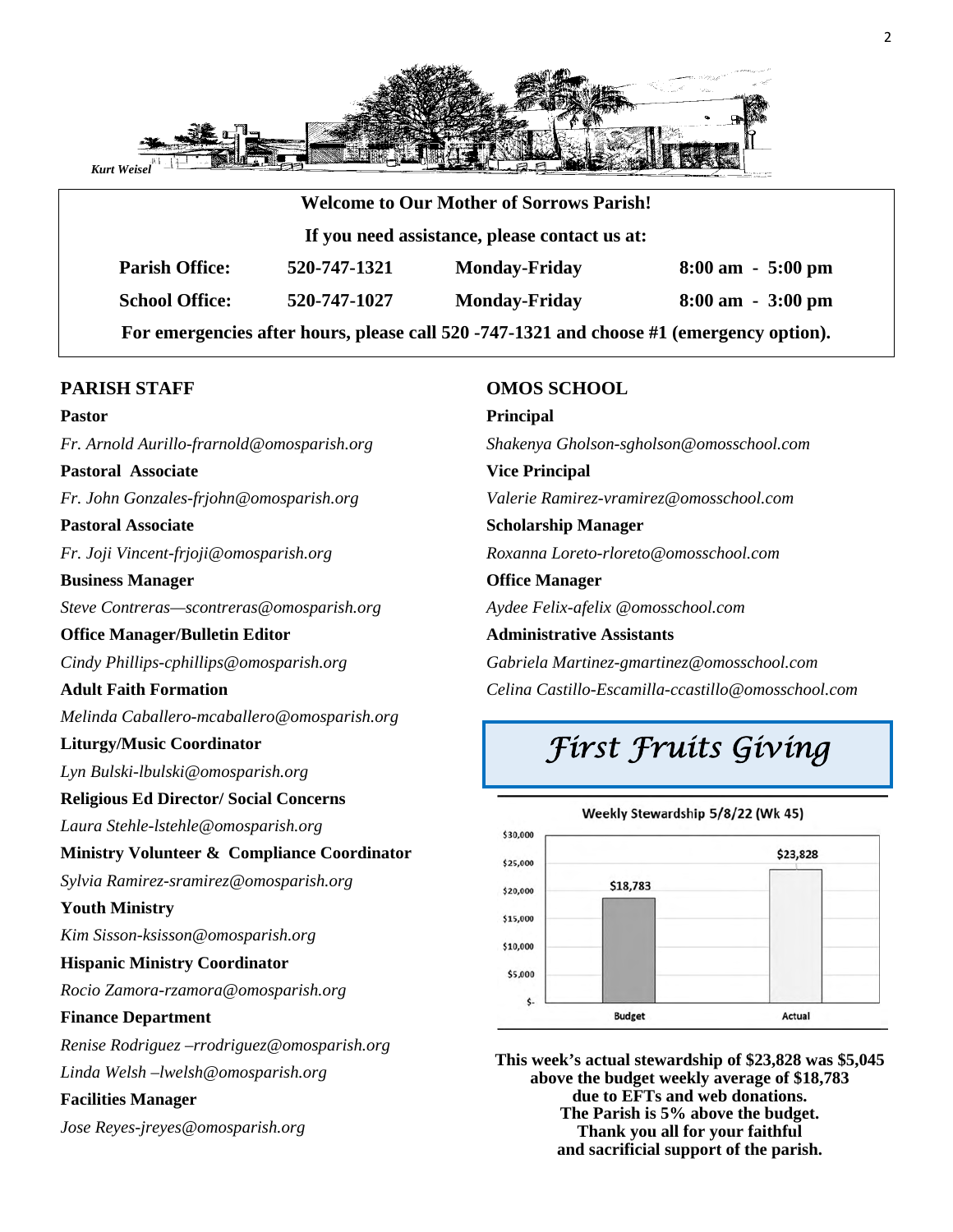Kurt Weisel

**Welcome to Our Mother of Sorrows Parish!**

**If you need assistance, please contact us at:**

| | | | |
|---|---|---|---|
| **Parish Office:** | **520-747-1321** | **Monday-Friday** | **8:00 am - 5:00 pm** |
| **School Office:** | **520-747-1027** | **Monday-Friday** | **8:00 am - 3:00 pm** |

**For emergencies after hours, please call 520 -747-1321 and choose #1 (emergency option).**

## PARISH STAFF

**Pastor**
*Fr. Arnold Aurillo-frarnold@omosparish.org*

**Pastoral Associate**
*Fr. John Gonzales-frjohn@omosparish.org*

**Pastoral Associate**
*Fr. Joji Vincent-frjoji@omosparish.org*

**Business Manager**
*Steve Contreras—scontreras@omosparish.org*

**Office Manager/Bulletin Editor**
*Cindy Phillips-cphillips@omosparish.org*

**Adult Faith Formation**
*Melinda Caballero-mcaballero@omosparish.org*

**Liturgy/Music Coordinator**
*Lyn Bulski-lbulski@omosparish.org*

**Religious Ed Director/ Social Concerns**
*Laura Stehle-lstehle@omosparish.org*

**Ministry Volunteer & Compliance Coordinator**
*Sylvia Ramirez-sramirez@omosparish.org*

**Youth Ministry**
*Kim Sisson-ksisson@omosparish.org*

**Hispanic Ministry Coordinator**
*Rocio Zamora-rzamora@omosparish.org*

**Finance Department**
*Renise Rodriguez –rrodriguez@omosparish.org*
*Linda Welsh –lwelsh@omosparish.org*

**Facilities Manager**
*Jose Reyes-jreyes@omosparish.org*

## OMOS SCHOOL

**Principal**
*Shakenya Gholson-sgholson@omosschool.com*

**Vice Principal**
*Valerie Ramirez-vramirez@omosschool.com*

**Scholarship Manager**
*Roxanna Loreto-rloreto@omosschool.com*

**Office Manager**
*Aydee Felix-afelix @omosschool.com*

**Administrative Assistants**
*Gabriela Martinez-gmartinez@omosschool.com*
*Celina Castillo-Escamilla-ccastillo@omosschool.com*

## *First Fruits Giving*

**Weekly Stewardship 5/8/22 (Wk 45)**

| | Budget | Actual |
|---|---|---|
| Amount | $18,783 | $23,828 |

**This week's actual stewardship of $23,828 was $5,045 above the budget weekly average of $18,783 due to EFTs and web donations. The Parish is 5% above the budget. Thank you all for your faithful and sacrificial support of the parish.**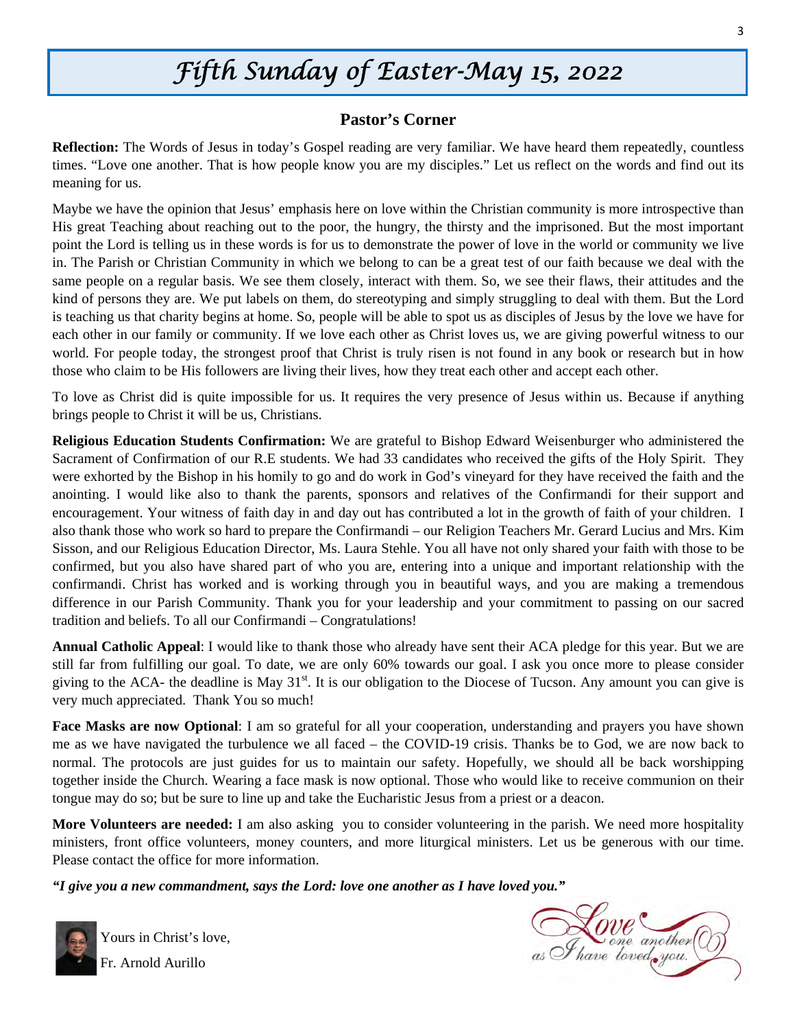# *Fifth Sunday of Easter-May 15, 2022*

## Pastor's Corner

**Reflection:** The Words of Jesus in today's Gospel reading are very familiar. We have heard them repeatedly, countless times. "Love one another. That is how people know you are my disciples." Let us reflect on the words and find out its meaning for us.

Maybe we have the opinion that Jesus' emphasis here on love within the Christian community is more introspective than His great Teaching about reaching out to the poor, the hungry, the thirsty and the imprisoned. But the most important point the Lord is telling us in these words is for us to demonstrate the power of love in the world or community we live in. The Parish or Christian Community in which we belong to can be a great test of our faith because we deal with the same people on a regular basis. We see them closely, interact with them. So, we see their flaws, their attitudes and the kind of persons they are. We put labels on them, do stereotyping and simply struggling to deal with them. But the Lord is teaching us that charity begins at home. So, people will be able to spot us as disciples of Jesus by the love we have for each other in our family or community. If we love each other as Christ loves us, we are giving powerful witness to our world. For people today, the strongest proof that Christ is truly risen is not found in any book or research but in how those who claim to be His followers are living their lives, how they treat each other and accept each other.

To love as Christ did is quite impossible for us. It requires the very presence of Jesus within us. Because if anything brings people to Christ it will be us, Christians.

**Religious Education Students Confirmation:** We are grateful to Bishop Edward Weisenburger who administered the Sacrament of Confirmation of our R.E students. We had 33 candidates who received the gifts of the Holy Spirit. They were exhorted by the Bishop in his homily to go and do work in God's vineyard for they have received the faith and the anointing. I would like also to thank the parents, sponsors and relatives of the Confirmandi for their support and encouragement. Your witness of faith day in and day out has contributed a lot in the growth of faith of your children. I also thank those who work so hard to prepare the Confirmandi – our Religion Teachers Mr. Gerard Lucius and Mrs. Kim Sisson, and our Religious Education Director, Ms. Laura Stehle. You all have not only shared your faith with those to be confirmed, but you also have shared part of who you are, entering into a unique and important relationship with the confirmandi. Christ has worked and is working through you in beautiful ways, and you are making a tremendous difference in our Parish Community. Thank you for your leadership and your commitment to passing on our sacred tradition and beliefs. To all our Confirmandi – Congratulations!

**Annual Catholic Appeal**: I would like to thank those who already have sent their ACA pledge for this year. But we are still far from fulfilling our goal. To date, we are only 60% towards our goal. I ask you once more to please consider giving to the ACA- the deadline is May 31st. It is our obligation to the Diocese of Tucson. Any amount you can give is very much appreciated. Thank You so much!

**Face Masks are now Optional**: I am so grateful for all your cooperation, understanding and prayers you have shown me as we have navigated the turbulence we all faced – the COVID-19 crisis. Thanks be to God, we are now back to normal. The protocols are just guides for us to maintain our safety. Hopefully, we should all be back worshipping together inside the Church. Wearing a face mask is now optional. Those who would like to receive communion on their tongue may do so; but be sure to line up and take the Eucharistic Jesus from a priest or a deacon.

**More Volunteers are needed:** I am also asking you to consider volunteering in the parish. We need more hospitality ministers, front office volunteers, money counters, and more liturgical ministers. Let us be generous with our time. Please contact the office for more information.

***"I give you a new commandment, says the Lord: love one another as I have loved you."***

Yours in Christ's love,

Fr. Arnold Aurillo

Love one another as I have loved you.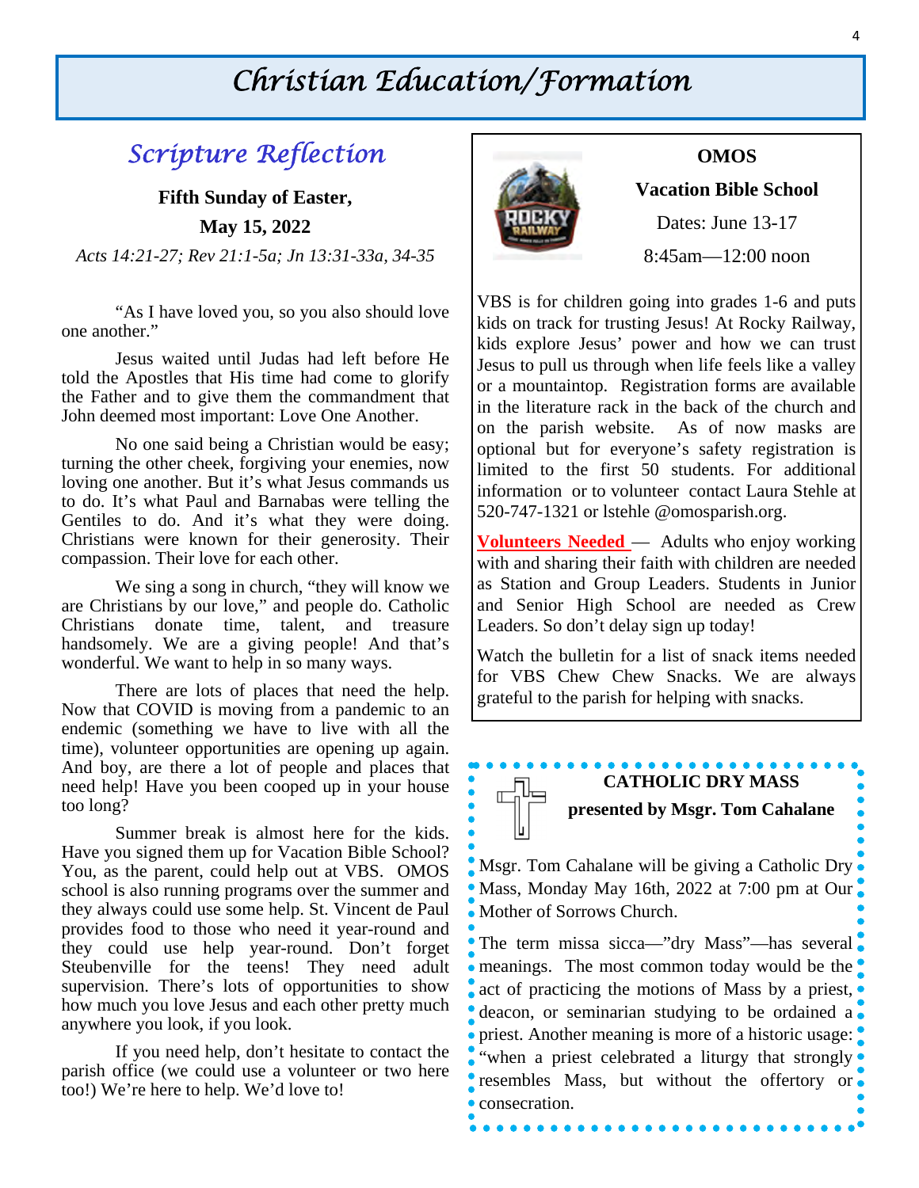# Christian Education/Formation

## Scripture Reflection

**Fifth Sunday of Easter,**

**May 15, 2022**

*Acts 14:21-27; Rev 21:1-5a; Jn 13:31-33a, 34-35*

"As I have loved you, so you also should love one another."

Jesus waited until Judas had left before He told the Apostles that His time had come to glorify the Father and to give them the commandment that John deemed most important: Love One Another.

No one said being a Christian would be easy; turning the other cheek, forgiving your enemies, now loving one another. But it's what Jesus commands us to do. It's what Paul and Barnabas were telling the Gentiles to do. And it's what they were doing. Christians were known for their generosity. Their compassion. Their love for each other.

We sing a song in church, "they will know we are Christians by our love," and people do. Catholic Christians donate time, talent, and treasure handsomely. We are a giving people! And that's wonderful. We want to help in so many ways.

There are lots of places that need the help. Now that COVID is moving from a pandemic to an endemic (something we have to live with all the time), volunteer opportunities are opening up again. And boy, are there a lot of people and places that need help! Have you been cooped up in your house too long?

Summer break is almost here for the kids. Have you signed them up for Vacation Bible School? You, as the parent, could help out at VBS. OMOS school is also running programs over the summer and they always could use some help. St. Vincent de Paul provides food to those who need it year-round and they could use help year-round. Don't forget Steubenville for the teens! They need adult supervision. There's lots of opportunities to show how much you love Jesus and each other pretty much anywhere you look, if you look.

If you need help, don't hesitate to contact the parish office (we could use a volunteer or two here too!) We're here to help. We'd love to!

**OMOS**

**Vacation Bible School**

Dates: June 13-17

8:45am—12:00 noon

VBS is for children going into grades 1-6 and puts kids on track for trusting Jesus! At Rocky Railway, kids explore Jesus' power and how we can trust Jesus to pull us through when life feels like a valley or a mountaintop. Registration forms are available in the literature rack in the back of the church and on the parish website. As of now masks are optional but for everyone's safety registration is limited to the first 50 students. For additional information or to volunteer contact Laura Stehle at 520-747-1321 or lstehle @omosparish.org.

**Volunteers Needed** — Adults who enjoy working with and sharing their faith with children are needed as Station and Group Leaders. Students in Junior and Senior High School are needed as Crew Leaders. So don't delay sign up today!

Watch the bulletin for a list of snack items needed for VBS Chew Chew Snacks. We are always grateful to the parish for helping with snacks.

**CATHOLIC DRY MASS**

**presented by Msgr. Tom Cahalane**

Msgr. Tom Cahalane will be giving a Catholic Dry Mass, Monday May 16th, 2022 at 7:00 pm at Our Mother of Sorrows Church.

The term missa sicca—"dry Mass"—has several meanings. The most common today would be the act of practicing the motions of Mass by a priest, deacon, or seminarian studying to be ordained a priest. Another meaning is more of a historic usage: "when a priest celebrated a liturgy that strongly resembles Mass, but without the offertory or consecration.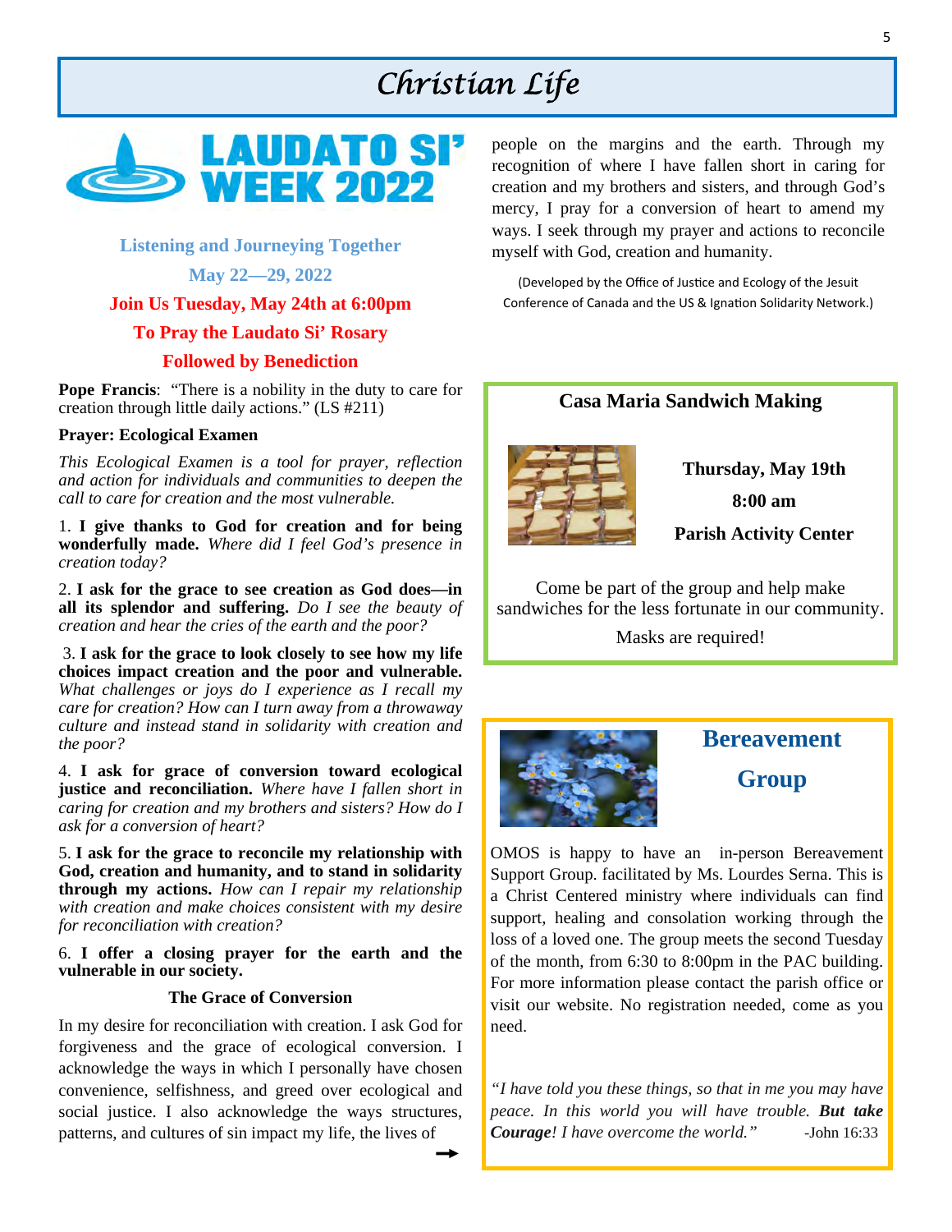# Christian Life

## LAUDATO SI' WEEK 2022

**Listening and Journeying Together**

**May 22—29, 2022**

**Join Us Tuesday, May 24th at 6:00pm**

**To Pray the Laudato Si' Rosary**

**Followed by Benediction**

**Pope Francis**: "There is a nobility in the duty to care for creation through little daily actions." (LS #211)

**Prayer: Ecological Examen**

*This Ecological Examen is a tool for prayer, reflection and action for individuals and communities to deepen the call to care for creation and the most vulnerable.*

1. **I give thanks to God for creation and for being wonderfully made.** *Where did I feel God's presence in creation today?*

2. **I ask for the grace to see creation as God does—in all its splendor and suffering.** *Do I see the beauty of creation and hear the cries of the earth and the poor?*

3. **I ask for the grace to look closely to see how my life choices impact creation and the poor and vulnerable.** *What challenges or joys do I experience as I recall my care for creation? How can I turn away from a throwaway culture and instead stand in solidarity with creation and the poor?*

4. **I ask for grace of conversion toward ecological justice and reconciliation.** *Where have I fallen short in caring for creation and my brothers and sisters? How do I ask for a conversion of heart?*

5. **I ask for the grace to reconcile my relationship with God, creation and humanity, and to stand in solidarity through my actions.** *How can I repair my relationship with creation and make choices consistent with my desire for reconciliation with creation?*

6. **I offer a closing prayer for the earth and the vulnerable in our society.**

**The Grace of Conversion**

In my desire for reconciliation with creation. I ask God for forgiveness and the grace of ecological conversion. I acknowledge the ways in which I personally have chosen convenience, selfishness, and greed over ecological and social justice. I also acknowledge the ways structures, patterns, and cultures of sin impact my life, the lives of people on the margins and the earth. Through my recognition of where I have fallen short in caring for creation and my brothers and sisters, and through God's mercy, I pray for a conversion of heart to amend my ways. I seek through my prayer and actions to reconcile myself with God, creation and humanity.

(Developed by the Office of Justice and Ecology of the Jesuit Conference of Canada and the US & Ignation Solidarity Network.)

## Casa Maria Sandwich Making

**Thursday, May 19th**

**8:00 am**

**Parish Activity Center**

Come be part of the group and help make sandwiches for the less fortunate in our community.

Masks are required!

## Bereavement Group

OMOS is happy to have an in-person Bereavement Support Group. facilitated by Ms. Lourdes Serna. This is a Christ Centered ministry where individuals can find support, healing and consolation working through the loss of a loved one. The group meets the second Tuesday of the month, from 6:30 to 8:00pm in the PAC building. For more information please contact the parish office or visit our website. No registration needed, come as you need.

*"I have told you these things, so that in me you may have peace. In this world you will have trouble.* ***But take Courage****! I have overcome the world."* -John 16:33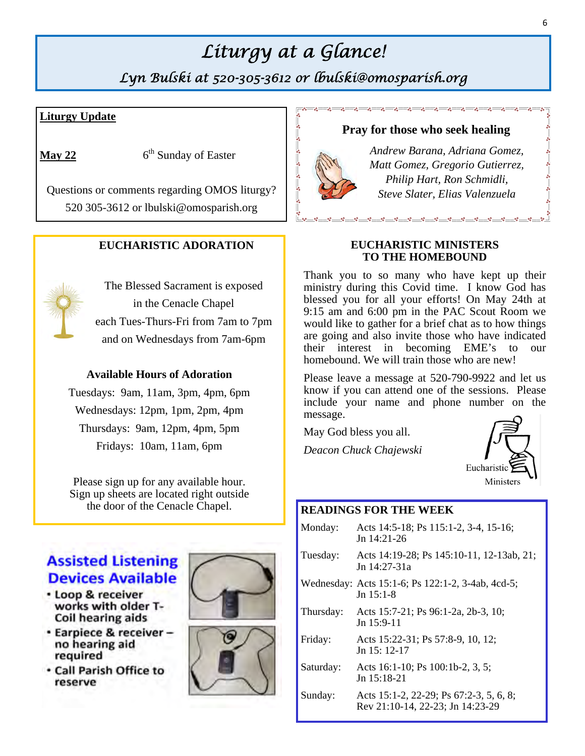# *Liturgy at a Glance!*

## *Lyn Bulski at 520-305-3612 or lbulski@omosparish.org*

**Liturgy Update**

**May 22** 6th Sunday of Easter

Questions or comments regarding OMOS liturgy?
520 305-3612 or lbulski@omosparish.org

### EUCHARISTIC ADORATION

The Blessed Sacrament is exposed in the Cenacle Chapel each Tues-Thurs-Fri from 7am to 7pm and on Wednesdays from 7am-6pm

**Available Hours of Adoration**

Tuesdays: 9am, 11am, 3pm, 4pm, 6pm
Wednesdays: 12pm, 1pm, 2pm, 4pm
Thursdays: 9am, 12pm, 4pm, 5pm
Fridays: 10am, 11am, 6pm

Please sign up for any available hour. Sign up sheets are located right outside the door of the Cenacle Chapel.

### Assisted Listening Devices Available

- Loop & receiver works with older T-Coil hearing aids
- Earpiece & receiver – no hearing aid required
- Call Parish Office to reserve

### Pray for those who seek healing

*Andrew Barana, Adriana Gomez, Matt Gomez, Gregorio Gutierrez, Philip Hart, Ron Schmidli, Steve Slater, Elias Valenzuela*

### EUCHARISTIC MINISTERS TO THE HOMEBOUND

Thank you to so many who have kept up their ministry during this Covid time. I know God has blessed you for all your efforts! On May 24th at 9:15 am and 6:00 pm in the PAC Scout Room we would like to gather for a brief chat as to how things are going and also invite those who have indicated their interest in becoming EME's to our homebound. We will train those who are new!

Please leave a message at 520-790-9922 and let us know if you can attend one of the sessions. Please include your name and phone number on the message.

May God bless you all.

*Deacon Chuck Chajewski*

Eucharistic Ministers

### READINGS FOR THE WEEK

| | |
|---|---|
| Monday: | Acts 14:5-18; Ps 115:1-2, 3-4, 15-16; Jn 14:21-26 |
| Tuesday: | Acts 14:19-28; Ps 145:10-11, 12-13ab, 21; Jn 14:27-31a |
| Wednesday: | Acts 15:1-6; Ps 122:1-2, 3-4ab, 4cd-5; Jn 15:1-8 |
| Thursday: | Acts 15:7-21; Ps 96:1-2a, 2b-3, 10; Jn 15:9-11 |
| Friday: | Acts 15:22-31; Ps 57:8-9, 10, 12; Jn 15: 12-17 |
| Saturday: | Acts 16:1-10; Ps 100:1b-2, 3, 5; Jn 15:18-21 |
| Sunday: | Acts 15:1-2, 22-29; Ps 67:2-3, 5, 6, 8; Rev 21:10-14, 22-23; Jn 14:23-29 |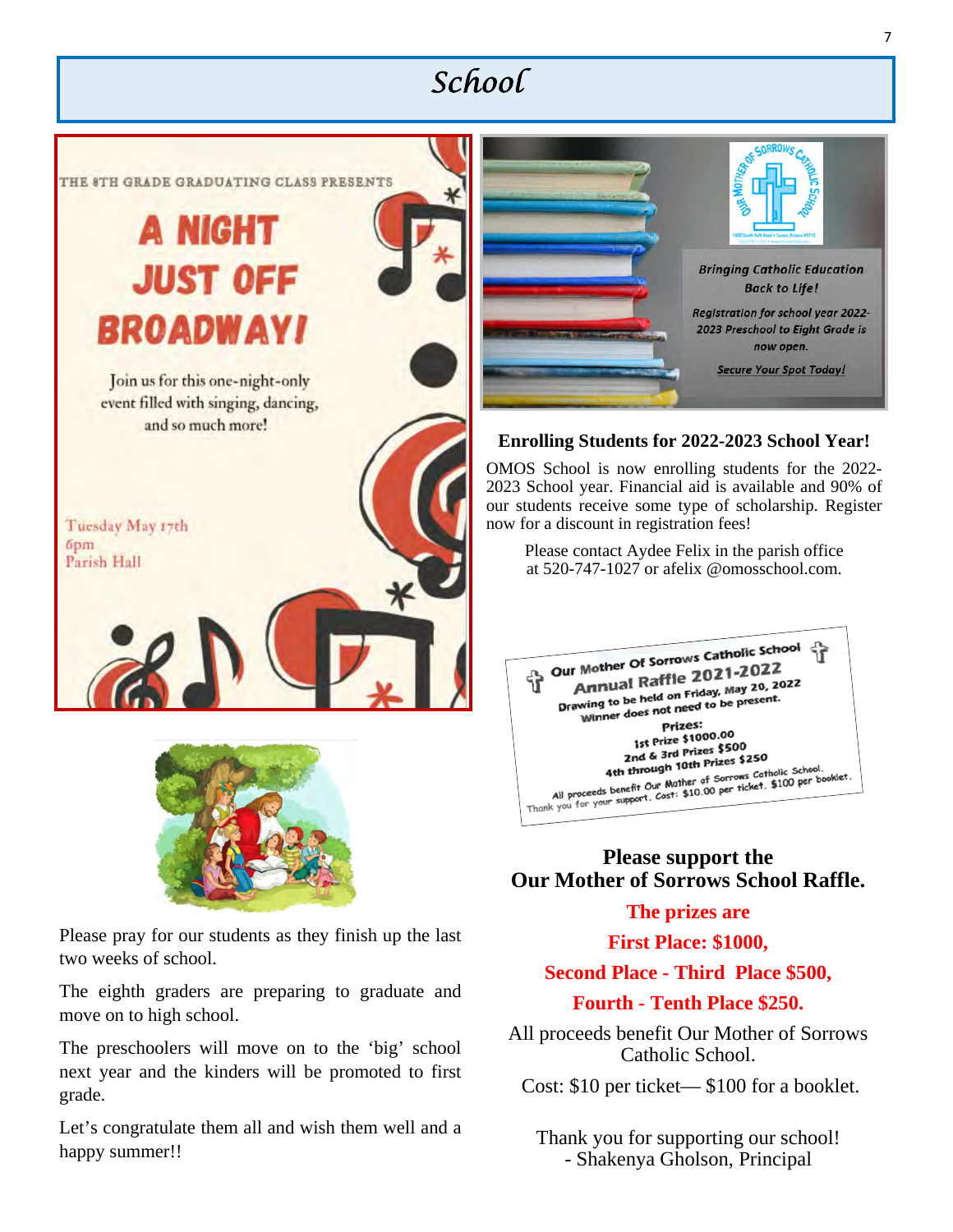# School

THE 8TH GRADE GRADUATING CLASS PRESENTS

## A NIGHT JUST OFF BROADWAY!

Join us for this one-night-only event filled with singing, dancing, and so much more!

Tuesday May 17th
6pm
Parish Hall

Please pray for our students as they finish up the last two weeks of school.

The eighth graders are preparing to graduate and move on to high school.

The preschoolers will move on to the 'big' school next year and the kinders will be promoted to first grade.

Let's congratulate them all and wish them well and a happy summer!!

*Bringing Catholic Education Back to Life!*

*Registration for school year 2022-2023 Preschool to Eight Grade is now open.*

*Secure Your Spot Today!*

### Enrolling Students for 2022-2023 School Year!

OMOS School is now enrolling students for the 2022-2023 School year. Financial aid is available and 90% of our students receive some type of scholarship. Register now for a discount in registration fees!

Please contact Aydee Felix in the parish office at 520-747-1027 or afelix @omosschool.com.

Our Mother Of Sorrows Catholic School
Annual Raffle 2021-2022
Drawing to be held on Friday, May 20, 2022
Winner does not need to be present.
Prizes:
1st Prize $1000.00
2nd & 3rd Prizes $500
4th through 10th Prizes $250
All proceeds benefit Our Mother of Sorrows Catholic School.
Thank you for your support. Cost: $10.00 per ticket. $100 per booklet.

### Please support the Our Mother of Sorrows School Raffle.

**The prizes are**

**First Place: $1000,**

**Second Place - Third Place $500,**

**Fourth - Tenth Place $250.**

All proceeds benefit Our Mother of Sorrows Catholic School.

Cost: $10 per ticket— $100 for a booklet.

Thank you for supporting our school!
- Shakenya Gholson, Principal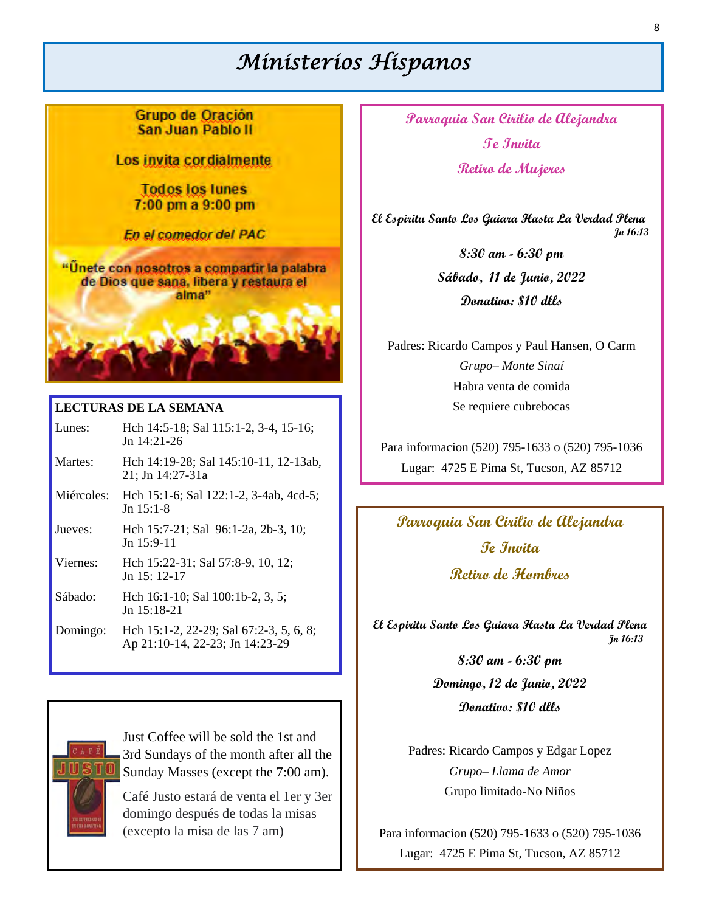# Ministerios Hispanos

**Grupo de Oración San Juan Pablo II**

Los invita cordialmente

Todos los lunes
7:00 pm a 9:00 pm

*En el comedor del PAC*

"Únete con nosotros a compartir la palabra de Dios que sana, libera y restaura el alma"

**LECTURAS DE LA SEMANA**

| | |
|---|---|
| Lunes: | Hch 14:5-18; Sal 115:1-2, 3-4, 15-16; Jn 14:21-26 |
| Martes: | Hch 14:19-28; Sal 145:10-11, 12-13ab, 21; Jn 14:27-31a |
| Miércoles: | Hch 15:1-6; Sal 122:1-2, 3-4ab, 4cd-5; Jn 15:1-8 |
| Jueves: | Hch 15:7-21; Sal 96:1-2a, 2b-3, 10; Jn 15:9-11 |
| Viernes: | Hch 15:22-31; Sal 57:8-9, 10, 12; Jn 15: 12-17 |
| Sábado: | Hch 16:1-10; Sal 100:1b-2, 3, 5; Jn 15:18-21 |
| Domingo: | Hch 15:1-2, 22-29; Sal 67:2-3, 5, 6, 8; Ap 21:10-14, 22-23; Jn 14:23-29 |

Just Coffee will be sold the 1st and 3rd Sundays of the month after all the Sunday Masses (except the 7:00 am).

Café Justo estará de venta el 1er y 3er domingo después de todas la misas (excepto la misa de las 7 am)

**Parroquia San Cirilo de Alejandra**
**Te Invita**
**Retiro de Mujeres**

**El Espiritu Santo Los Guiara Hasta La Verdad Plena**
*Jn 16:13*

**8:30 am - 6:30 pm**
**Sábado, 11 de Junio, 2022**
**Donativo: $10 dlls**

Padres: Ricardo Campos y Paul Hansen, O Carm
*Grupo– Monte Sinaí*
Habra venta de comida
Se requiere cubrebocas

Para informacion (520) 795-1633 o (520) 795-1036
Lugar: 4725 E Pima St, Tucson, AZ 85712

**Parroquia San Cirilio de Alejandra**
**Te Invita**
**Retiro de Hombres**

**El Espiritu Santo Los Guiara Hasta La Verdad Plena**
*Jn 16:13*

**8:30 am - 6:30 pm**
**Domingo, 12 de Junio, 2022**
**Donativo: $10 dlls**

Padres: Ricardo Campos y Edgar Lopez
*Grupo– Llama de Amor*
Grupo limitado-No Niños

Para informacion (520) 795-1633 o (520) 795-1036
Lugar: 4725 E Pima St, Tucson, AZ 85712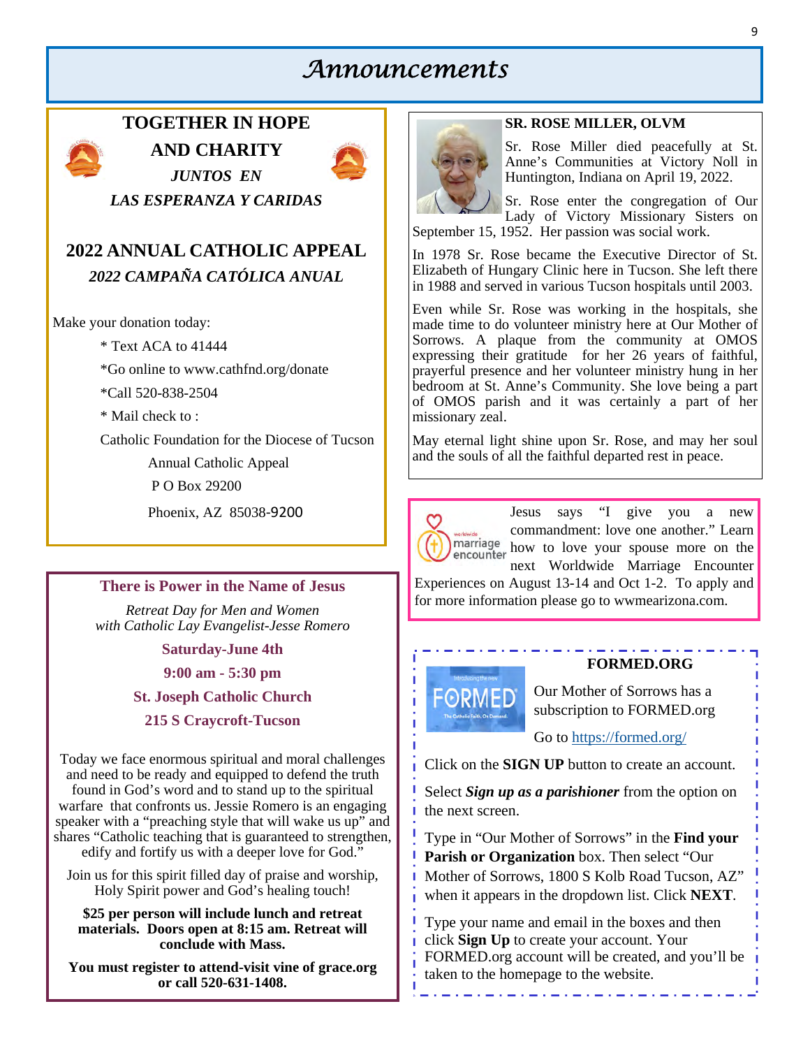# Announcements

## TOGETHER IN HOPE AND CHARITY

*JUNTOS EN LAS ESPERANZA Y CARIDAS*

## 2022 ANNUAL CATHOLIC APPEAL

*2022 CAMPAÑA CATÓLICA ANUAL*

Make your donation today:

* Text ACA to 41444
* Go online to www.cathfnd.org/donate
* Call 520-838-2504
* Mail check to :

Catholic Foundation for the Diocese of Tucson
Annual Catholic Appeal
P O Box 29200
Phoenix, AZ 85038-9200

## There is Power in the Name of Jesus

*Retreat Day for Men and Women with Catholic Lay Evangelist-Jesse Romero*

**Saturday-June 4th**

**9:00 am - 5:30 pm**

**St. Joseph Catholic Church**

**215 S Craycroft-Tucson**

Today we face enormous spiritual and moral challenges and need to be ready and equipped to defend the truth found in God's word and to stand up to the spiritual warfare that confronts us. Jessie Romero is an engaging speaker with a "preaching style that will wake us up" and shares "Catholic teaching that is guaranteed to strengthen, edify and fortify us with a deeper love for God."

Join us for this spirit filled day of praise and worship, Holy Spirit power and God's healing touch!

**$25 per person will include lunch and retreat materials. Doors open at 8:15 am. Retreat will conclude with Mass.**

**You must register to attend-visit vine of grace.org or call 520-631-1408.**

## SR. ROSE MILLER, OLVM

Sr. Rose Miller died peacefully at St. Anne's Communities at Victory Noll in Huntington, Indiana on April 19, 2022.

Sr. Rose enter the congregation of Our Lady of Victory Missionary Sisters on September 15, 1952. Her passion was social work.

In 1978 Sr. Rose became the Executive Director of St. Elizabeth of Hungary Clinic here in Tucson. She left there in 1988 and served in various Tucson hospitals until 2003.

Even while Sr. Rose was working in the hospitals, she made time to do volunteer ministry here at Our Mother of Sorrows. A plaque from the community at OMOS expressing their gratitude for her 26 years of faithful, prayerful presence and her volunteer ministry hung in her bedroom at St. Anne's Community. She love being a part of OMOS parish and it was certainly a part of her missionary zeal.

May eternal light shine upon Sr. Rose, and may her soul and the souls of all the faithful departed rest in peace.

worldwide marriage encounter

Jesus says "I give you a new commandment: love one another." Learn how to love your spouse more on the next Worldwide Marriage Encounter Experiences on August 13-14 and Oct 1-2. To apply and for more information please go to wwmearizona.com.

## FORMED.ORG

Our Mother of Sorrows has a subscription to FORMED.org

Go to https://formed.org/

Click on the **SIGN UP** button to create an account.

Select ***Sign up as a parishioner*** from the option on the next screen.

Type in "Our Mother of Sorrows" in the **Find your Parish or Organization** box. Then select "Our Mother of Sorrows, 1800 S Kolb Road Tucson, AZ" when it appears in the dropdown list. Click **NEXT**.

Type your name and email in the boxes and then click **Sign Up** to create your account. Your FORMED.org account will be created, and you'll be taken to the homepage to the website.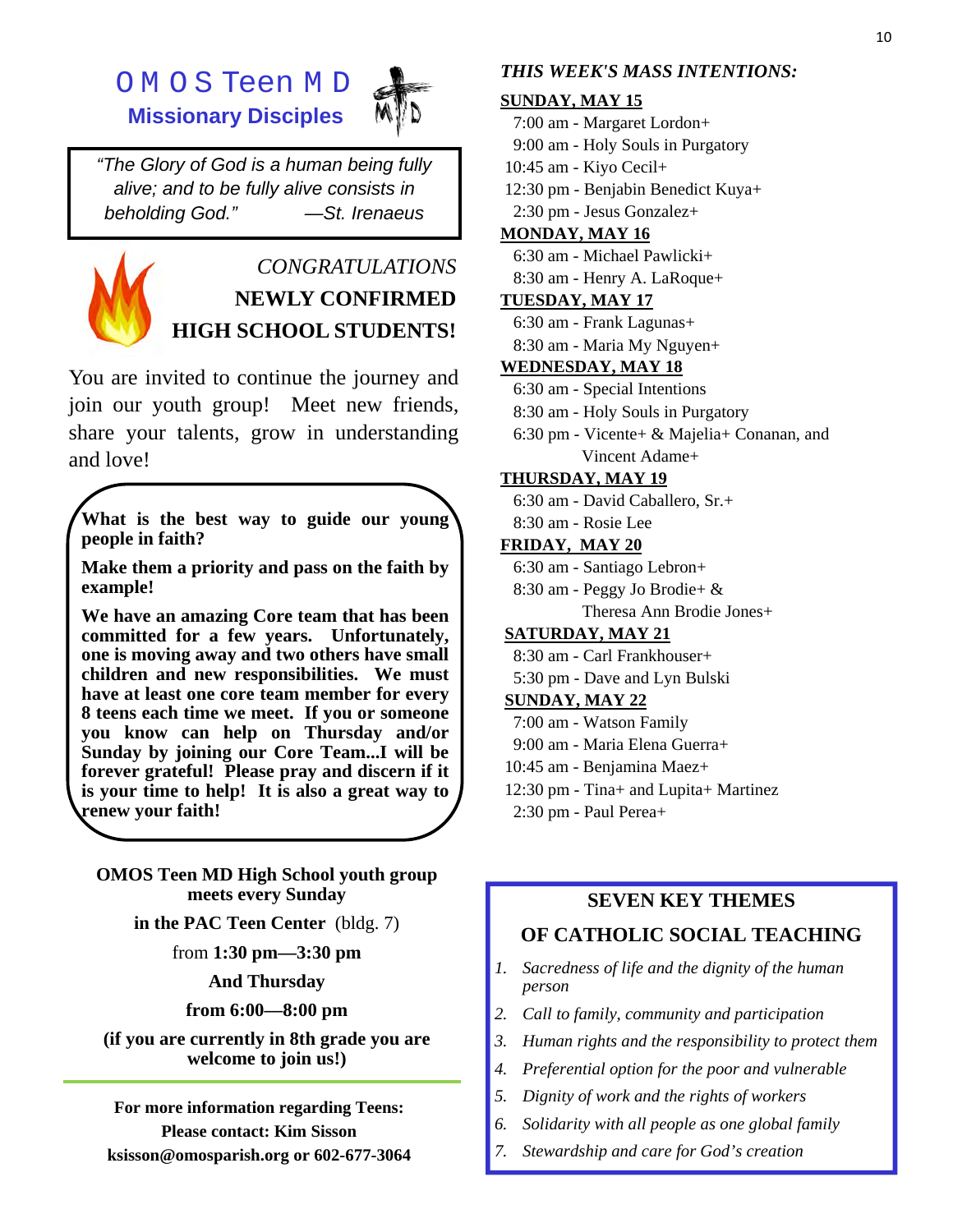# O M O S Teen M D

## Missionary Disciples

> *"The Glory of God is a human being fully alive; and to be fully alive consists in beholding God."* —*St. Irenaeus*

*CONGRATULATIONS*

**NEWLY CONFIRMED HIGH SCHOOL STUDENTS!**

You are invited to continue the journey and join our youth group! Meet new friends, share your talents, grow in understanding and love!

**What is the best way to guide our young people in faith?**

**Make them a priority and pass on the faith by example!**

**We have an amazing Core team that has been committed for a few years. Unfortunately, one is moving away and two others have small children and new responsibilities. We must have at least one core team member for every 8 teens each time we meet. If you or someone you know can help on Thursday and/or Sunday by joining our Core Team...I will be forever grateful! Please pray and discern if it is your time to help! It is also a great way to renew your faith!**

**OMOS Teen MD High School youth group meets every Sunday**

**in the PAC Teen Center** (bldg. 7)

from **1:30 pm—3:30 pm**

**And Thursday**

**from 6:00—8:00 pm**

**(if you are currently in 8th grade you are welcome to join us!)**

---

**For more information regarding Teens:**
**Please contact: Kim Sisson**
**ksisson@omosparish.org or 602-677-3064**

## *THIS WEEK'S MASS INTENTIONS:*

**SUNDAY, MAY 15**
- 7:00 am - Margaret Lordon+
- 9:00 am - Holy Souls in Purgatory
- 10:45 am - Kiyo Cecil+
- 12:30 pm - Benjabin Benedict Kuya+
- 2:30 pm - Jesus Gonzalez+

**MONDAY, MAY 16**
- 6:30 am - Michael Pawlicki+
- 8:30 am - Henry A. LaRoque+

**TUESDAY, MAY 17**
- 6:30 am - Frank Lagunas+
- 8:30 am - Maria My Nguyen+

**WEDNESDAY, MAY 18**
- 6:30 am - Special Intentions
- 8:30 am - Holy Souls in Purgatory
- 6:30 pm - Vicente+ & Majelia+ Conanan, and Vincent Adame+

**THURSDAY, MAY 19**
- 6:30 am - David Caballero, Sr.+
- 8:30 am - Rosie Lee

**FRIDAY, MAY 20**
- 6:30 am - Santiago Lebron+
- 8:30 am - Peggy Jo Brodie+ & Theresa Ann Brodie Jones+

**SATURDAY, MAY 21**
- 8:30 am - Carl Frankhouser+
- 5:30 pm - Dave and Lyn Bulski

**SUNDAY, MAY 22**
- 7:00 am - Watson Family
- 9:00 am - Maria Elena Guerra+
- 10:45 am - Benjamina Maez+
- 12:30 pm - Tina+ and Lupita+ Martinez
- 2:30 pm - Paul Perea+

## SEVEN KEY THEMES OF CATHOLIC SOCIAL TEACHING

1. *Sacredness of life and the dignity of the human person*
2. *Call to family, community and participation*
3. *Human rights and the responsibility to protect them*
4. *Preferential option for the poor and vulnerable*
5. *Dignity of work and the rights of workers*
6. *Solidarity with all people as one global family*
7. *Stewardship and care for God's creation*